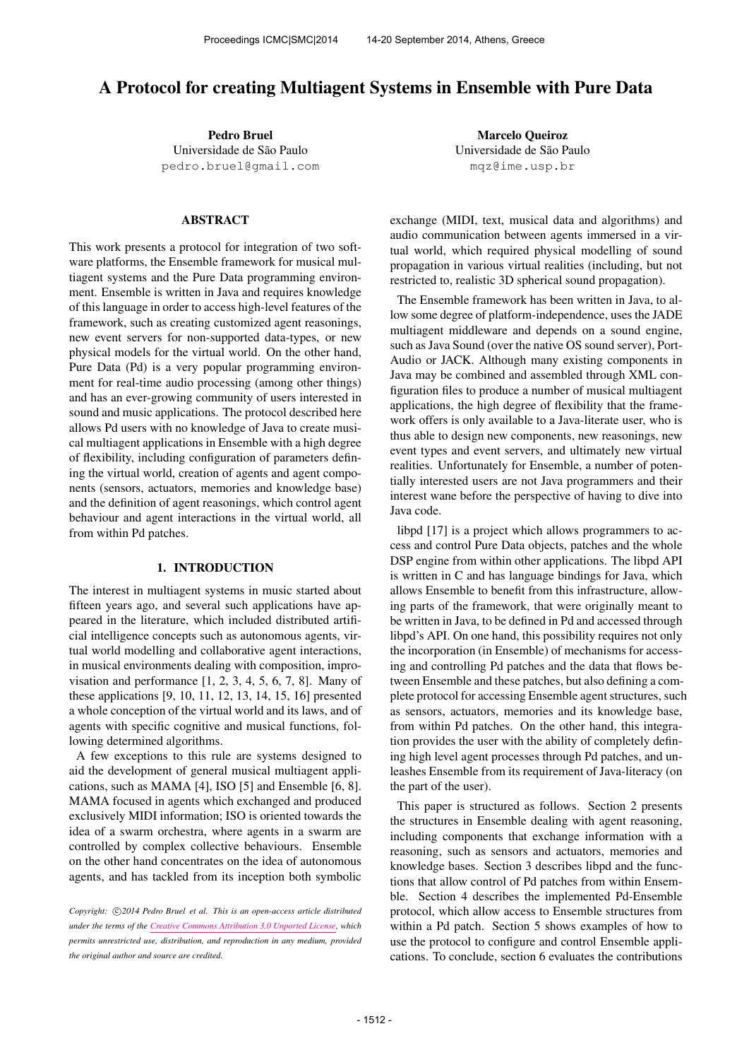# A Protocol for creating Multiagent Systems in Ensemble with Pure Data

**Pedro Bruel**
Universidade de São Paulo
pedro.bruel@gmail.com

**Marcelo Queiroz**
Universidade de São Paulo
mqz@ime.usp.br

## ABSTRACT

This work presents a protocol for integration of two software platforms, the Ensemble framework for musical multiagent systems and the Pure Data programming environment. Ensemble is written in Java and requires knowledge of this language in order to access high-level features of the framework, such as creating customized agent reasonings, new event servers for non-supported data-types, or new physical models for the virtual world. On the other hand, Pure Data (Pd) is a very popular programming environment for real-time audio processing (among other things) and has an ever-growing community of users interested in sound and music applications. The protocol described here allows Pd users with no knowledge of Java to create musical multiagent applications in Ensemble with a high degree of flexibility, including configuration of parameters defining the virtual world, creation of agents and agent components (sensors, actuators, memories and knowledge base) and the definition of agent reasonings, which control agent behaviour and agent interactions in the virtual world, all from within Pd patches.

## 1. INTRODUCTION

The interest in multiagent systems in music started about fifteen years ago, and several such applications have appeared in the literature, which included distributed artificial intelligence concepts such as autonomous agents, virtual world modelling and collaborative agent interactions, in musical environments dealing with composition, improvisation and performance [1, 2, 3, 4, 5, 6, 7, 8]. Many of these applications [9, 10, 11, 12, 13, 14, 15, 16] presented a whole conception of the virtual world and its laws, and of agents with specific cognitive and musical functions, following determined algorithms.

A few exceptions to this rule are systems designed to aid the development of general musical multiagent applications, such as MAMA [4], ISO [5] and Ensemble [6, 8]. MAMA focused in agents which exchanged and produced exclusively MIDI information; ISO is oriented towards the idea of a swarm orchestra, where agents in a swarm are controlled by complex collective behaviours. Ensemble on the other hand concentrates on the idea of autonomous agents, and has tackled from its inception both symbolic exchange (MIDI, text, musical data and algorithms) and audio communication between agents immersed in a virtual world, which required physical modelling of sound propagation in various virtual realities (including, but not restricted to, realistic 3D spherical sound propagation).

The Ensemble framework has been written in Java, to allow some degree of platform-independence, uses the JADE multiagent middleware and depends on a sound engine, such as Java Sound (over the native OS sound server), PortAudio or JACK. Although many existing components in Java may be combined and assembled through XML configuration files to produce a number of musical multiagent applications, the high degree of flexibility that the framework offers is only available to a Java-literate user, who is thus able to design new components, new reasonings, new event types and event servers, and ultimately new virtual realities. Unfortunately for Ensemble, a number of potentially interested users are not Java programmers and their interest wane before the perspective of having to dive into Java code.

libpd [17] is a project which allows programmers to access and control Pure Data objects, patches and the whole DSP engine from within other applications. The libpd API is written in C and has language bindings for Java, which allows Ensemble to benefit from this infrastructure, allowing parts of the framework, that were originally meant to be written in Java, to be defined in Pd and accessed through libpd's API. On one hand, this possibility requires not only the incorporation (in Ensemble) of mechanisms for accessing and controlling Pd patches and the data that flows between Ensemble and these patches, but also defining a complete protocol for accessing Ensemble agent structures, such as sensors, actuators, memories and its knowledge base, from within Pd patches. On the other hand, this integration provides the user with the ability of completely defining high level agent processes through Pd patches, and unleashes Ensemble from its requirement of Java-literacy (on the part of the user).

This paper is structured as follows. Section 2 presents the structures in Ensemble dealing with agent reasoning, including components that exchange information with a reasoning, such as sensors and actuators, memories and knowledge bases. Section 3 describes libpd and the functions that allow control of Pd patches from within Ensemble. Section 4 describes the implemented Pd-Ensemble protocol, which allow access to Ensemble structures from within a Pd patch. Section 5 shows examples of how to use the protocol to configure and control Ensemble applications. To conclude, section 6 evaluates the contributions

*Copyright: ©2014 Pedro Bruel et al. This is an open-access article distributed under the terms of the Creative Commons Attribution 3.0 Unported License, which permits unrestricted use, distribution, and reproduction in any medium, provided the original author and source are credited.*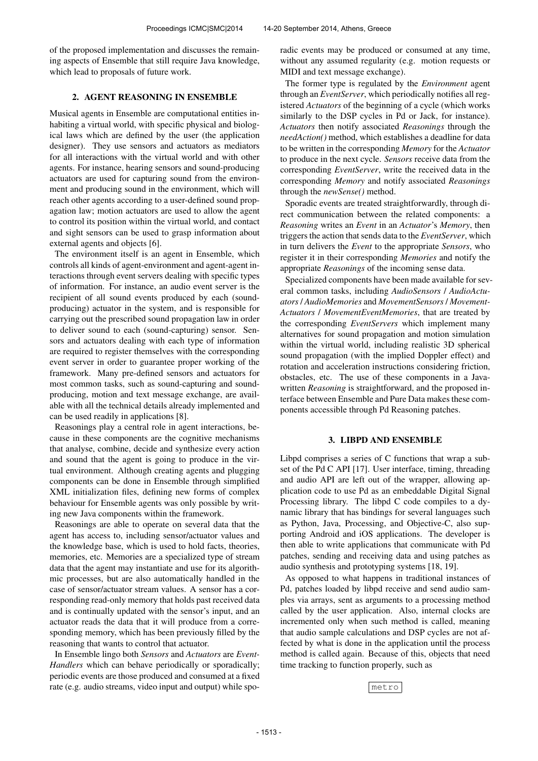of the proposed implementation and discusses the remaining aspects of Ensemble that still require Java knowledge, which lead to proposals of future work.

## 2. AGENT REASONING IN ENSEMBLE

Musical agents in Ensemble are computational entities inhabiting a virtual world, with specific physical and biological laws which are defined by the user (the application designer). They use sensors and actuators as mediators for all interactions with the virtual world and with other agents. For instance, hearing sensors and sound-producing actuators are used for capturing sound from the environment and producing sound in the environment, which will reach other agents according to a user-defined sound propagation law; motion actuators are used to allow the agent to control its position within the virtual world, and contact and sight sensors can be used to grasp information about external agents and objects [6].

The environment itself is an agent in Ensemble, which controls all kinds of agent-environment and agent-agent interactions through event servers dealing with specific types of information. For instance, an audio event server is the recipient of all sound events produced by each (sound-producing) actuator in the system, and is responsible for carrying out the prescribed sound propagation law in order to deliver sound to each (sound-capturing) sensor. Sensors and actuators dealing with each type of information are required to register themselves with the corresponding event server in order to guarantee proper working of the framework. Many pre-defined sensors and actuators for most common tasks, such as sound-capturing and sound-producing, motion and text message exchange, are available with all the technical details already implemented and can be used readily in applications [8].

Reasonings play a central role in agent interactions, because in these components are the cognitive mechanisms that analyse, combine, decide and synthesize every action and sound that the agent is going to produce in the virtual environment. Although creating agents and plugging components can be done in Ensemble through simplified XML initialization files, defining new forms of complex behaviour for Ensemble agents was only possible by writing new Java components within the framework.

Reasonings are able to operate on several data that the agent has access to, including sensor/actuator values and the knowledge base, which is used to hold facts, theories, memories, etc. Memories are a specialized type of stream data that the agent may instantiate and use for its algorithmic processes, but are also automatically handled in the case of sensor/actuator stream values. A sensor has a corresponding read-only memory that holds past received data and is continually updated with the sensor's input, and an actuator reads the data that it will produce from a corresponding memory, which has been previously filled by the reasoning that wants to control that actuator.

In Ensemble lingo both *Sensors* and *Actuators* are *Event-Handlers* which can behave periodically or sporadically; periodic events are those produced and consumed at a fixed rate (e.g. audio streams, video input and output) while sporadic events may be produced or consumed at any time, without any assumed regularity (e.g. motion requests or MIDI and text message exchange).

The former type is regulated by the *Environment* agent through an *EventServer*, which periodically notifies all registered *Actuators* of the beginning of a cycle (which works similarly to the DSP cycles in Pd or Jack, for instance). *Actuators* then notify associated *Reasonings* through the *needAction()* method, which establishes a deadline for data to be written in the corresponding *Memory* for the *Actuator* to produce in the next cycle. *Sensors* receive data from the corresponding *EventServer*, write the received data in the corresponding *Memory* and notify associated *Reasonings* through the *newSense()* method.

Sporadic events are treated straightforwardly, through direct communication between the related components: a *Reasoning* writes an *Event* in an *Actuator*'s *Memory*, then triggers the action that sends data to the *EventServer*, which in turn delivers the *Event* to the appropriate *Sensors*, who register it in their corresponding *Memories* and notify the appropriate *Reasonings* of the incoming sense data.

Specialized components have been made available for several common tasks, including *AudioSensors* / *AudioActuators* / *AudioMemories* and *MovementSensors* / *MovementActuators* / *MovementEventMemories*, that are treated by the corresponding *EventServers* which implement many alternatives for sound propagation and motion simulation within the virtual world, including realistic 3D spherical sound propagation (with the implied Doppler effect) and rotation and acceleration instructions considering friction, obstacles, etc. The use of these components in a Java-written *Reasoning* is straightforward, and the proposed interface between Ensemble and Pure Data makes these components accessible through Pd Reasoning patches.

## 3. LIBPD AND ENSEMBLE

Libpd comprises a series of C functions that wrap a subset of the Pd C API [17]. User interface, timing, threading and audio API are left out of the wrapper, allowing application code to use Pd as an embeddable Digital Signal Processing library. The libpd C code compiles to a dynamic library that has bindings for several languages such as Python, Java, Processing, and Objective-C, also supporting Android and iOS applications. The developer is then able to write applications that communicate with Pd patches, sending and receiving data and using patches as audio synthesis and prototyping systems [18, 19].

As opposed to what happens in traditional instances of Pd, patches loaded by libpd receive and send audio samples via arrays, sent as arguments to a processing method called by the user application. Also, internal clocks are incremented only when such method is called, meaning that audio sample calculations and DSP cycles are not affected by what is done in the application until the process method is called again. Because of this, objects that need time tracking to function properly, such as

`metro`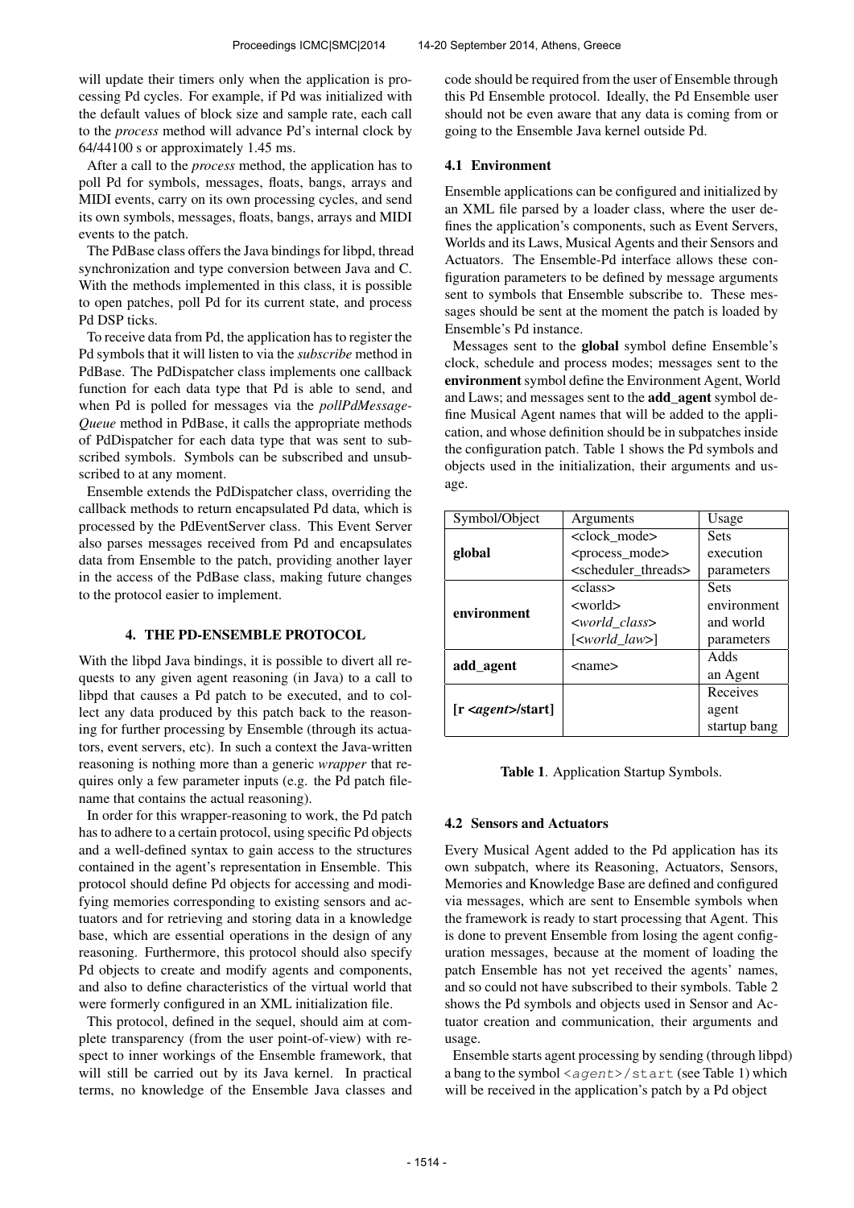will update their timers only when the application is processing Pd cycles. For example, if Pd was initialized with the default values of block size and sample rate, each call to the *process* method will advance Pd's internal clock by 64/44100 s or approximately 1.45 ms.

After a call to the *process* method, the application has to poll Pd for symbols, messages, floats, bangs, arrays and MIDI events, carry on its own processing cycles, and send its own symbols, messages, floats, bangs, arrays and MIDI events to the patch.

The PdBase class offers the Java bindings for libpd, thread synchronization and type conversion between Java and C. With the methods implemented in this class, it is possible to open patches, poll Pd for its current state, and process Pd DSP ticks.

To receive data from Pd, the application has to register the Pd symbols that it will listen to via the *subscribe* method in PdBase. The PdDispatcher class implements one callback function for each data type that Pd is able to send, and when Pd is polled for messages via the *pollPdMessageQueue* method in PdBase, it calls the appropriate methods of PdDispatcher for each data type that was sent to subscribed symbols. Symbols can be subscribed and unsubscribed to at any moment.

Ensemble extends the PdDispatcher class, overriding the callback methods to return encapsulated Pd data, which is processed by the PdEventServer class. This Event Server also parses messages received from Pd and encapsulates data from Ensemble to the patch, providing another layer in the access of the PdBase class, making future changes to the protocol easier to implement.

## 4. THE PD-ENSEMBLE PROTOCOL

With the libpd Java bindings, it is possible to divert all requests to any given agent reasoning (in Java) to a call to libpd that causes a Pd patch to be executed, and to collect any data produced by this patch back to the reasoning for further processing by Ensemble (through its actuators, event servers, etc). In such a context the Java-written reasoning is nothing more than a generic *wrapper* that requires only a few parameter inputs (e.g. the Pd patch filename that contains the actual reasoning).

In order for this wrapper-reasoning to work, the Pd patch has to adhere to a certain protocol, using specific Pd objects and a well-defined syntax to gain access to the structures contained in the agent's representation in Ensemble. This protocol should define Pd objects for accessing and modifying memories corresponding to existing sensors and actuators and for retrieving and storing data in a knowledge base, which are essential operations in the design of any reasoning. Furthermore, this protocol should also specify Pd objects to create and modify agents and components, and also to define characteristics of the virtual world that were formerly configured in an XML initialization file.

This protocol, defined in the sequel, should aim at complete transparency (from the user point-of-view) with respect to inner workings of the Ensemble framework, that will still be carried out by its Java kernel. In practical terms, no knowledge of the Ensemble Java classes and code should be required from the user of Ensemble through this Pd Ensemble protocol. Ideally, the Pd Ensemble user should not be even aware that any data is coming from or going to the Ensemble Java kernel outside Pd.

### 4.1 Environment

Ensemble applications can be configured and initialized by an XML file parsed by a loader class, where the user defines the application's components, such as Event Servers, Worlds and its Laws, Musical Agents and their Sensors and Actuators. The Ensemble-Pd interface allows these configuration parameters to be defined by message arguments sent to symbols that Ensemble subscribe to. These messages should be sent at the moment the patch is loaded by Ensemble's Pd instance.

Messages sent to the **global** symbol define Ensemble's clock, schedule and process modes; messages sent to the **environment** symbol define the Environment Agent, World and Laws; and messages sent to the **add_agent** symbol define Musical Agent names that will be added to the application, and whose definition should be in subpatches inside the configuration patch. Table 1 shows the Pd symbols and objects used in the initialization, their arguments and usage.

| Symbol/Object | Arguments | Usage |
|---|---|---|
| **global** | <clock_mode> <process_mode> <scheduler_threads> | Sets execution parameters |
| **environment** | <class> <world> <*world_class*> [<*world_law*>] | Sets environment and world parameters |
| **add_agent** | <name> | Adds an Agent |
| **[r <*agent*>/start]** | | Receives agent startup bang |

**Table 1**. Application Startup Symbols.

### 4.2 Sensors and Actuators

Every Musical Agent added to the Pd application has its own subpatch, where its Reasoning, Actuators, Sensors, Memories and Knowledge Base are defined and configured via messages, which are sent to Ensemble symbols when the framework is ready to start processing that Agent. This is done to prevent Ensemble from losing the agent configuration messages, because at the moment of loading the patch Ensemble has not yet received the agents' names, and so could not have subscribed to their symbols. Table 2 shows the Pd symbols and objects used in Sensor and Actuator creation and communication, their arguments and usage.

Ensemble starts agent processing by sending (through libpd) a bang to the symbol `<agent>/start` (see Table 1) which will be received in the application's patch by a Pd object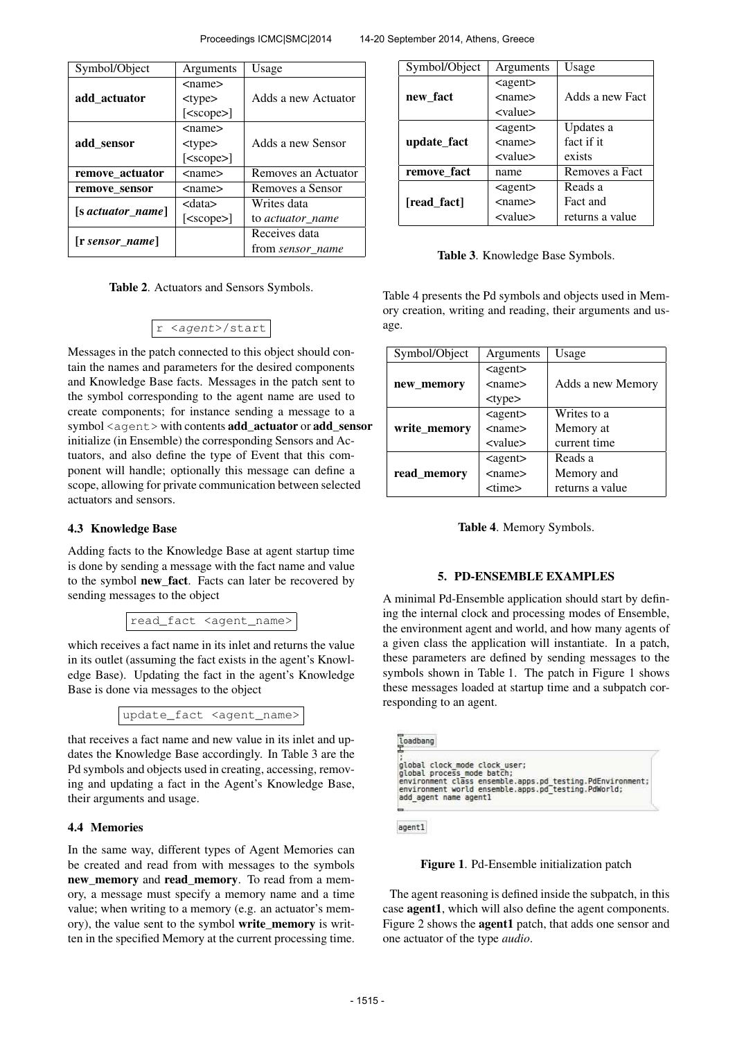| Symbol/Object | Arguments | Usage |
|---|---|---|
| **add_actuator** | <name> <type> [<scope>] | Adds a new Actuator |
| **add_sensor** | <name> <type> [<scope>] | Adds a new Sensor |
| **remove_actuator** | <name> | Removes an Actuator |
| **remove_sensor** | <name> | Removes a Sensor |
| **[s *actuator_name*]** | <data> [<scope>] | Writes data to *actuator_name* |
| **[r *sensor_name*]** | | Receives data from *sensor_name* |

**Table 2**. Actuators and Sensors Symbols.

```
r <agent>/start
```

Messages in the patch connected to this object should contain the names and parameters for the desired components and Knowledge Base facts. Messages in the patch sent to the symbol corresponding to the agent name are used to create components; for instance sending a message to a symbol `<agent>` with contents **add_actuator** or **add_sensor** initialize (in Ensemble) the corresponding Sensors and Actuators, and also define the type of Event that this component will handle; optionally this message can define a scope, allowing for private communication between selected actuators and sensors.

### 4.3 Knowledge Base

Adding facts to the Knowledge Base at agent startup time is done by sending a message with the fact name and value to the symbol **new_fact**. Facts can later be recovered by sending messages to the object

```
read_fact <agent_name>
```

which receives a fact name in its inlet and returns the value in its outlet (assuming the fact exists in the agent's Knowledge Base). Updating the fact in the agent's Knowledge Base is done via messages to the object

```
update_fact <agent_name>
```

that receives a fact name and new value in its inlet and updates the Knowledge Base accordingly. In Table 3 are the Pd symbols and objects used in creating, accessing, removing and updating a fact in the Agent's Knowledge Base, their arguments and usage.

### 4.4 Memories

In the same way, different types of Agent Memories can be created and read from with messages to the symbols **new_memory** and **read_memory**. To read from a memory, a message must specify a memory name and a time value; when writing to a memory (e.g. an actuator's memory), the value sent to the symbol **write_memory** is written in the specified Memory at the current processing time.

| Symbol/Object | Arguments | Usage |
|---|---|---|
| **new_fact** | <agent> <name> <value> | Adds a new Fact |
| **update_fact** | <agent> <name> <value> | Updates a fact if it exists |
| **remove_fact** | name | Removes a Fact |
| **[read_fact]** | <agent> <name> <value> | Reads a Fact and returns a value |

**Table 3**. Knowledge Base Symbols.

Table 4 presents the Pd symbols and objects used in Memory creation, writing and reading, their arguments and usage.

| Symbol/Object | Arguments | Usage |
|---|---|---|
| **new_memory** | <agent> <name> <type> | Adds a new Memory |
| **write_memory** | <agent> <name> <value> | Writes to a Memory at current time |
| **read_memory** | <agent> <name> <time> | Reads a Memory and returns a value |

**Table 4**. Memory Symbols.

## 5. PD-ENSEMBLE EXAMPLES

A minimal Pd-Ensemble application should start by defining the internal clock and processing modes of Ensemble, the environment agent and world, and how many agents of a given class the application will instantiate. In a patch, these parameters are defined by sending messages to the symbols shown in Table 1. The patch in Figure 1 shows these messages loaded at startup time and a subpatch corresponding to an agent.

```
loadbang

;
global clock_mode clock_user;
global process_mode batch;
environment class ensemble.apps.pd_testing.PdEnvironment;
environment world ensemble.apps.pd_testing.PdWorld;
add_agent name agent1

agent1
```

**Figure 1**. Pd-Ensemble initialization patch

The agent reasoning is defined inside the subpatch, in this case **agent1**, which will also define the agent components. Figure 2 shows the **agent1** patch, that adds one sensor and one actuator of the type *audio*.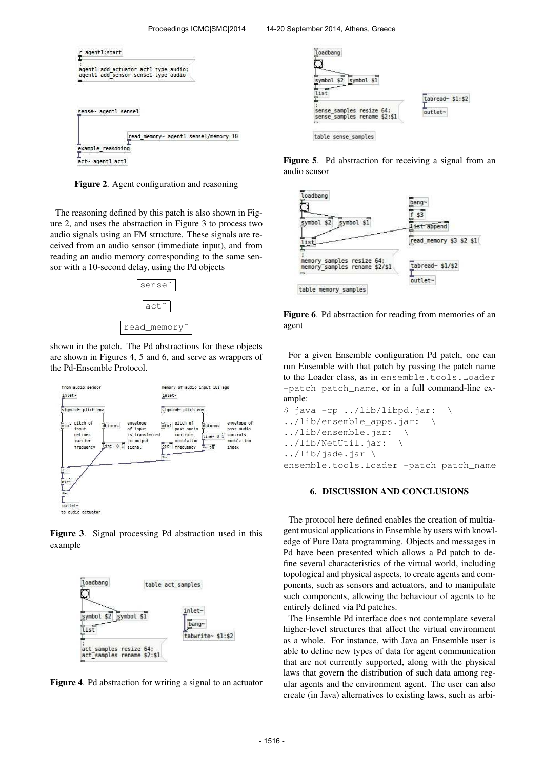Figure 2. Agent configuration and reasoning

The reasoning defined by this patch is also shown in Figure 2, and uses the abstraction in Figure 3 to process two audio signals using an FM structure. These signals are received from an audio sensor (immediate input), and from reading an audio memory corresponding to the same sensor with a 10-second delay, using the Pd objects

sense~

act~

read_memory~

shown in the patch. The Pd abstractions for these objects are shown in Figures 4, 5 and 6, and serve as wrappers of the Pd-Ensemble Protocol.

Figure 3. Signal processing Pd abstraction used in this example

Figure 4. Pd abstraction for writing a signal to an actuator

Figure 5. Pd abstraction for receiving a signal from an audio sensor

Figure 6. Pd abstraction for reading from memories of an agent

For a given Ensemble configuration Pd patch, one can run Ensemble with that patch by passing the patch name to the Loader class, as in `ensemble.tools.Loader -patch patch_name`, or in a full command-line example:

```
$ java -cp ../lib/libpd.jar:  \
../lib/ensemble_apps.jar:  \
../lib/ensemble.jar:  \
../lib/NetUtil.jar:  \
../lib/jade.jar \
ensemble.tools.Loader -patch patch_name
```

## 6. DISCUSSION AND CONCLUSIONS

The protocol here defined enables the creation of multiagent musical applications in Ensemble by users with knowledge of Pure Data programming. Objects and messages in Pd have been presented which allows a Pd patch to define several characteristics of the virtual world, including topological and physical aspects, to create agents and components, such as sensors and actuators, and to manipulate such components, allowing the behaviour of agents to be entirely defined via Pd patches.

The Ensemble Pd interface does not contemplate several higher-level structures that affect the virtual environment as a whole. For instance, with Java an Ensemble user is able to define new types of data for agent communication that are not currently supported, along with the physical laws that govern the distribution of such data among regular agents and the environment agent. The user can also create (in Java) alternatives to existing laws, such as arbi-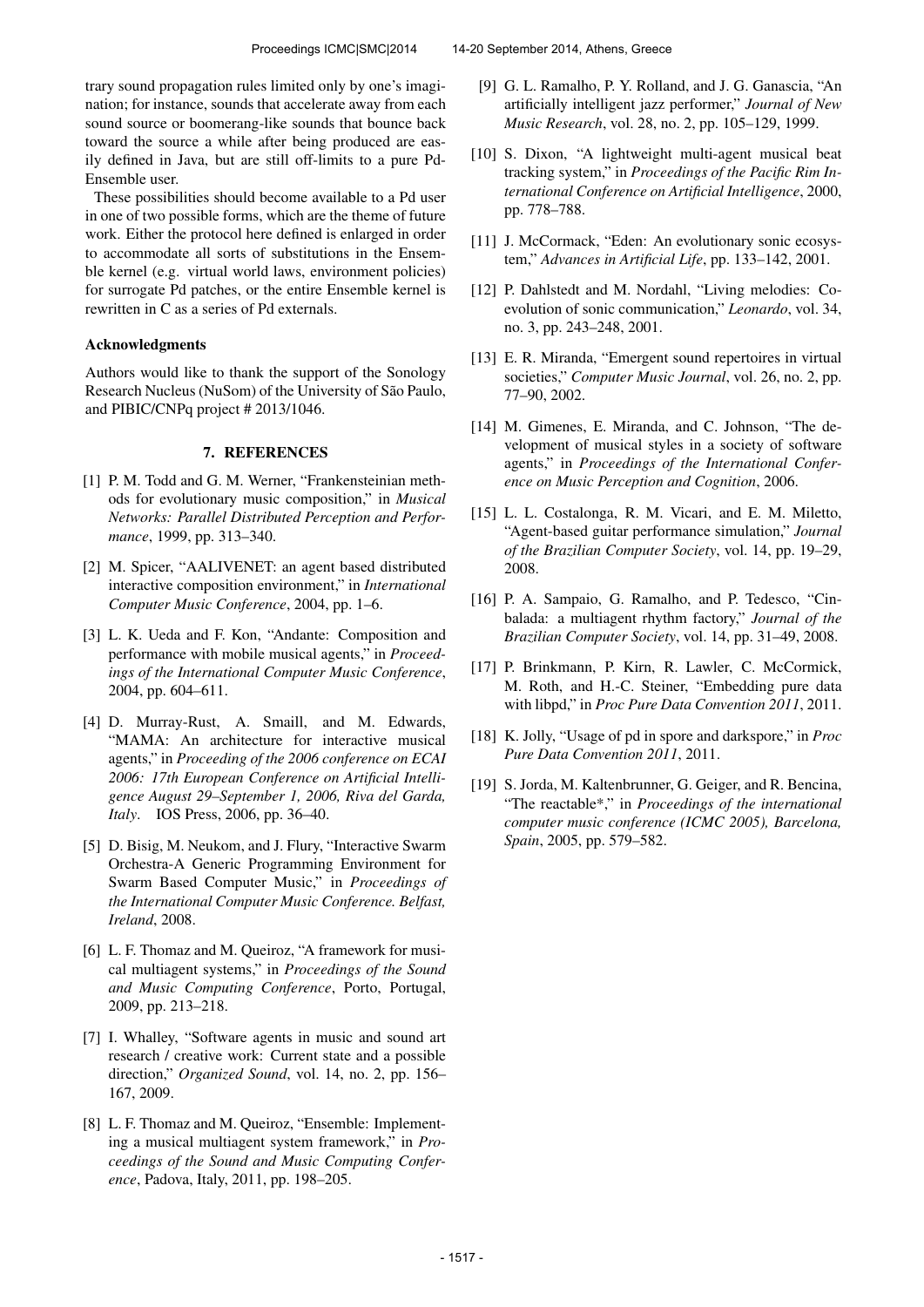trary sound propagation rules limited only by one's imagination; for instance, sounds that accelerate away from each sound source or boomerang-like sounds that bounce back toward the source a while after being produced are easily defined in Java, but are still off-limits to a pure Pd-Ensemble user.

These possibilities should become available to a Pd user in one of two possible forms, which are the theme of future work. Either the protocol here defined is enlarged in order to accommodate all sorts of substitutions in the Ensemble kernel (e.g. virtual world laws, environment policies) for surrogate Pd patches, or the entire Ensemble kernel is rewritten in C as a series of Pd externals.

### Acknowledgments

Authors would like to thank the support of the Sonology Research Nucleus (NuSom) of the University of São Paulo, and PIBIC/CNPq project # 2013/1046.

## 7. REFERENCES

[1] P. M. Todd and G. M. Werner, "Frankensteinian methods for evolutionary music composition," in *Musical Networks: Parallel Distributed Perception and Performance*, 1999, pp. 313–340.

[2] M. Spicer, "AALIVENET: an agent based distributed interactive composition environment," in *International Computer Music Conference*, 2004, pp. 1–6.

[3] L. K. Ueda and F. Kon, "Andante: Composition and performance with mobile musical agents," in *Proceedings of the International Computer Music Conference*, 2004, pp. 604–611.

[4] D. Murray-Rust, A. Smaill, and M. Edwards, "MAMA: An architecture for interactive musical agents," in *Proceeding of the 2006 conference on ECAI 2006: 17th European Conference on Artificial Intelligence August 29–September 1, 2006, Riva del Garda, Italy*. IOS Press, 2006, pp. 36–40.

[5] D. Bisig, M. Neukom, and J. Flury, "Interactive Swarm Orchestra-A Generic Programming Environment for Swarm Based Computer Music," in *Proceedings of the International Computer Music Conference. Belfast, Ireland*, 2008.

[6] L. F. Thomaz and M. Queiroz, "A framework for musical multiagent systems," in *Proceedings of the Sound and Music Computing Conference*, Porto, Portugal, 2009, pp. 213–218.

[7] I. Whalley, "Software agents in music and sound art research / creative work: Current state and a possible direction," *Organized Sound*, vol. 14, no. 2, pp. 156–167, 2009.

[8] L. F. Thomaz and M. Queiroz, "Ensemble: Implementing a musical multiagent system framework," in *Proceedings of the Sound and Music Computing Conference*, Padova, Italy, 2011, pp. 198–205.

[9] G. L. Ramalho, P. Y. Rolland, and J. G. Ganascia, "An artificially intelligent jazz performer," *Journal of New Music Research*, vol. 28, no. 2, pp. 105–129, 1999.

[10] S. Dixon, "A lightweight multi-agent musical beat tracking system," in *Proceedings of the Pacific Rim International Conference on Artificial Intelligence*, 2000, pp. 778–788.

[11] J. McCormack, "Eden: An evolutionary sonic ecosystem," *Advances in Artificial Life*, pp. 133–142, 2001.

[12] P. Dahlstedt and M. Nordahl, "Living melodies: Coevolution of sonic communication," *Leonardo*, vol. 34, no. 3, pp. 243–248, 2001.

[13] E. R. Miranda, "Emergent sound repertoires in virtual societies," *Computer Music Journal*, vol. 26, no. 2, pp. 77–90, 2002.

[14] M. Gimenes, E. Miranda, and C. Johnson, "The development of musical styles in a society of software agents," in *Proceedings of the International Conference on Music Perception and Cognition*, 2006.

[15] L. L. Costalonga, R. M. Vicari, and E. M. Miletto, "Agent-based guitar performance simulation," *Journal of the Brazilian Computer Society*, vol. 14, pp. 19–29, 2008.

[16] P. A. Sampaio, G. Ramalho, and P. Tedesco, "Cinbalada: a multiagent rhythm factory," *Journal of the Brazilian Computer Society*, vol. 14, pp. 31–49, 2008.

[17] P. Brinkmann, P. Kirn, R. Lawler, C. McCormick, M. Roth, and H.-C. Steiner, "Embedding pure data with libpd," in *Proc Pure Data Convention 2011*, 2011.

[18] K. Jolly, "Usage of pd in spore and darkspore," in *Proc Pure Data Convention 2011*, 2011.

[19] S. Jorda, M. Kaltenbrunner, G. Geiger, and R. Bencina, "The reactable*," in *Proceedings of the international computer music conference (ICMC 2005), Barcelona, Spain*, 2005, pp. 579–582.